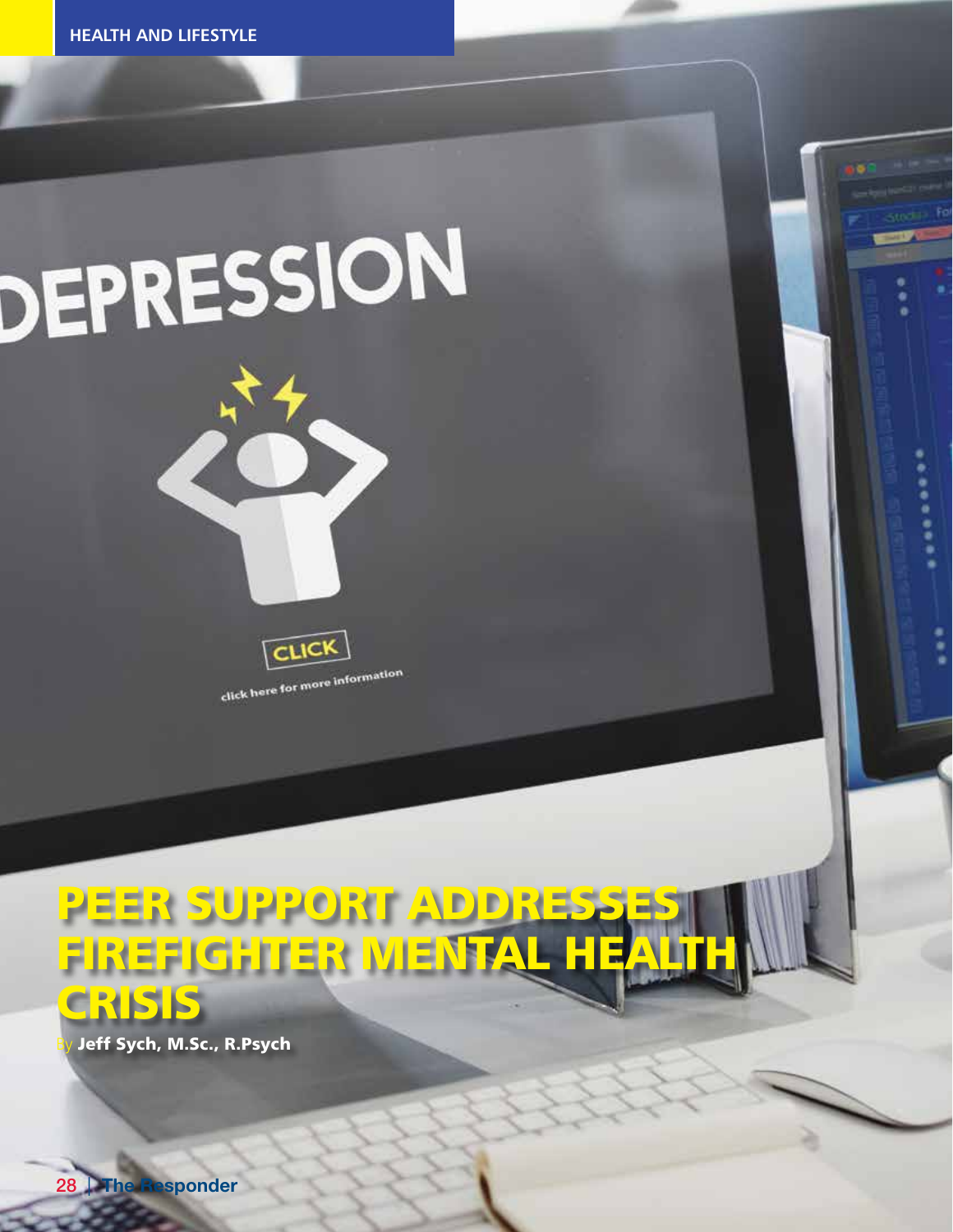# PEER SUPPORT ADDRESSES FIREFIGHTER MENTAL HEALTH CRISIS

By **Jeff Sych, M.Sc., R.Psych**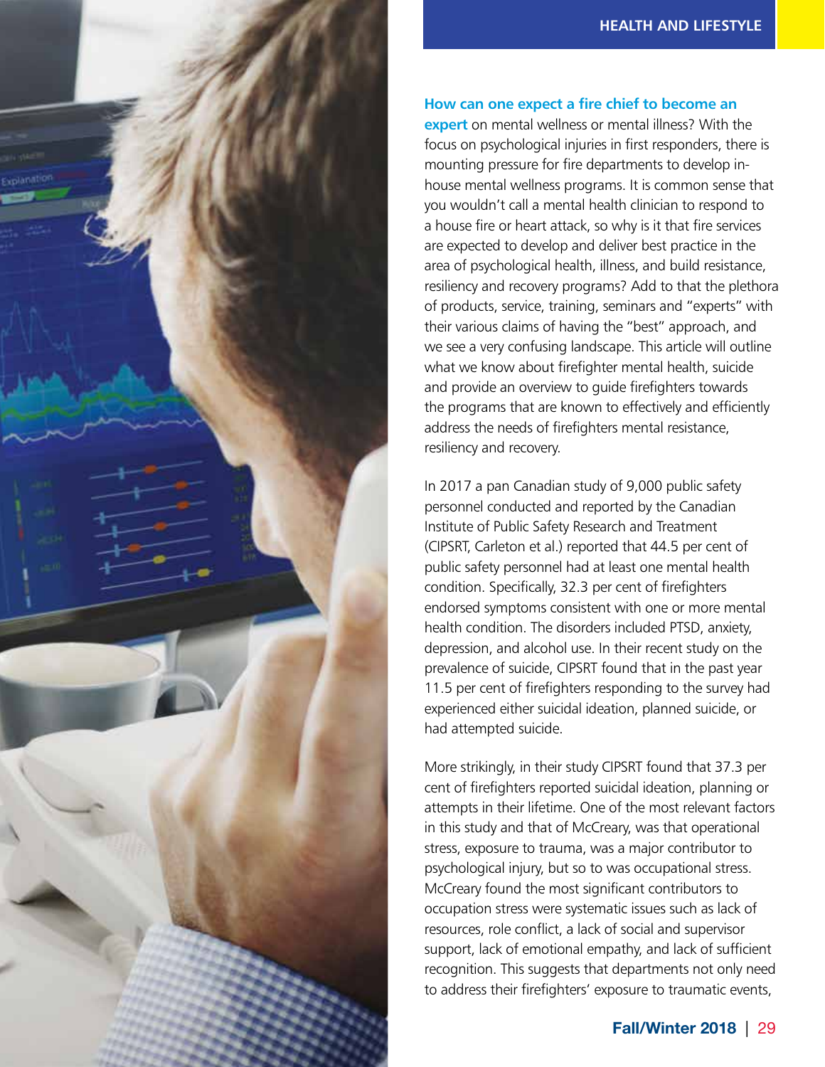**How can one expect a fire chief to become an expert** on mental wellness or mental illness? With the focus on psychological injuries in first responders, there is mounting pressure for fire departments to develop in-house mental wellness programs. It is common sense that you wouldn't call a mental health clinician to respond to a house fire or heart attack, so why is it that fire services are expected to develop and deliver best practice in the area of psychological health, illness, and build resistance, resiliency and recovery programs? Add to that the plethora of products, service, training, seminars and "experts" with their various claims of having the "best" approach, and we see a very confusing landscape. This article will outline what we know about firefighter mental health, suicide and provide an overview to guide firefighters towards the programs that are known to effectively and efficiently address the needs of firefighters mental resistance, resiliency and recovery.

In 2017 a pan Canadian study of 9,000 public safety personnel conducted and reported by the Canadian Institute of Public Safety Research and Treatment (CIPSRT, Carleton et al.) reported that 44.5 per cent of public safety personnel had at least one mental health condition. Specifically, 32.3 per cent of firefighters endorsed symptoms consistent with one or more mental health condition. The disorders included PTSD, anxiety, depression, and alcohol use. In their recent study on the prevalence of suicide, CIPSRT found that in the past year 11.5 per cent of firefighters responding to the survey had experienced either suicidal ideation, planned suicide, or had attempted suicide.

More strikingly, in their study CIPSRT found that 37.3 per cent of firefighters reported suicidal ideation, planning or attempts in their lifetime. One of the most relevant factors in this study and that of McCreary, was that operational stress, exposure to trauma, was a major contributor to psychological injury, but so to was occupational stress. McCreary found the most significant contributors to occupation stress were systematic issues such as lack of resources, role conflict, a lack of social and supervisor support, lack of emotional empathy, and lack of sufficient recognition. This suggests that departments not only need to address their firefighters' exposure to traumatic events,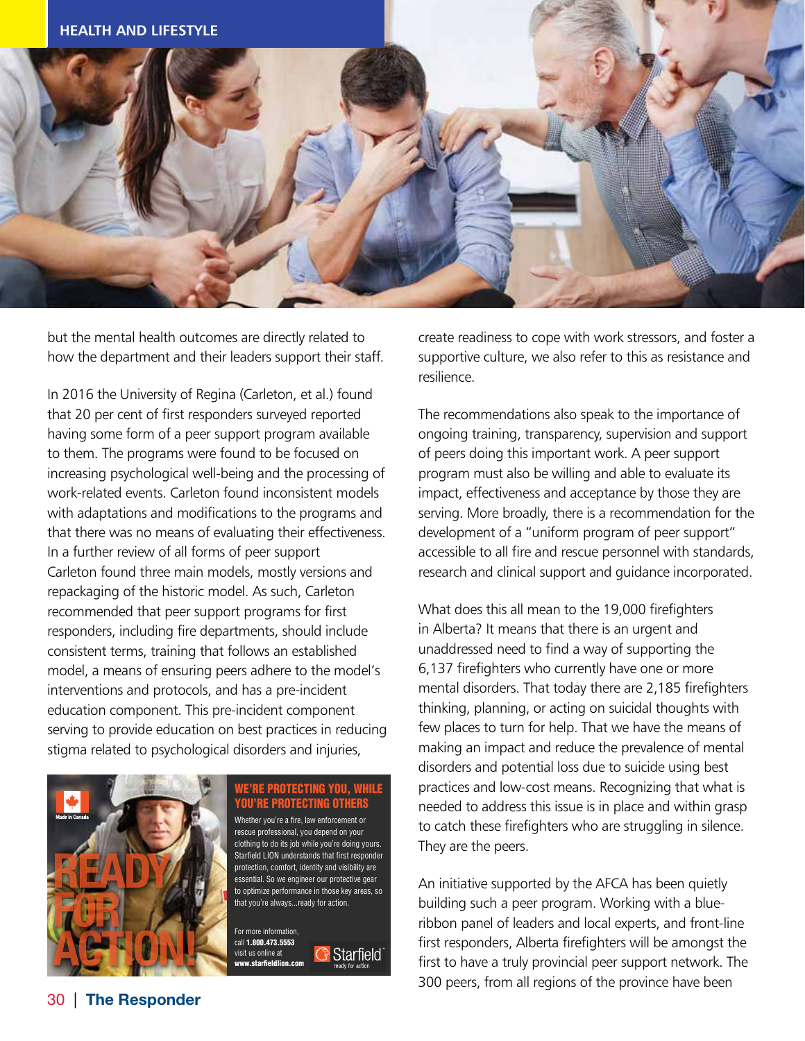but the mental health outcomes are directly related to how the department and their leaders support their staff.

In 2016 the University of Regina (Carleton, et al.) found that 20 per cent of first responders surveyed reported having some form of a peer support program available to them. The programs were found to be focused on increasing psychological well-being and the processing of work-related events. Carleton found inconsistent models with adaptations and modifications to the programs and that there was no means of evaluating their effectiveness. In a further review of all forms of peer support Carleton found three main models, mostly versions and repackaging of the historic model. As such, Carleton recommended that peer support programs for first responders, including fire departments, should include consistent terms, training that follows an established model, a means of ensuring peers adhere to the model's interventions and protocols, and has a pre-incident education component. This pre-incident component serving to provide education on best practices in reducing stigma related to psychological disorders and injuries, create readiness to cope with work stressors, and foster a supportive culture, we also refer to this as resistance and resilience.

The recommendations also speak to the importance of ongoing training, transparency, supervision and support of peers doing this important work. A peer support program must also be willing and able to evaluate its impact, effectiveness and acceptance by those they are serving. More broadly, there is a recommendation for the development of a "uniform program of peer support" accessible to all fire and rescue personnel with standards, research and clinical support and guidance incorporated.

What does this all mean to the 19,000 firefighters in Alberta? It means that there is an urgent and unaddressed need to find a way of supporting the 6,137 firefighters who currently have one or more mental disorders. That today there are 2,185 firefighters thinking, planning, or acting on suicidal thoughts with few places to turn for help. That we have the means of making an impact and reduce the prevalence of mental disorders and potential loss due to suicide using best practices and low-cost means. Recognizing that what is needed to address this issue is in place and within grasp to catch these firefighters who are struggling in silence. They are the peers.

An initiative supported by the AFCA has been quietly building such a peer program. Working with a blue-ribbon panel of leaders and local experts, and front-line first responders, Alberta firefighters will be amongst the first to have a truly provincial peer support network. The 300 peers, from all regions of the province have been

---

**READY FOR ACTION!**

Made in Canada

**WE'RE PROTECTING YOU, WHILE YOU'RE PROTECTING OTHERS**

Whether you're a fire, law enforcement or rescue professional, you depend on your clothing to do its job while you're doing yours. Starfield LION understands that first responder protection, comfort, identity and visibility are essential. So we engineer our protective gear to optimize performance in those key areas, so that you're always...ready for action.

For more information, call **1.800.473.5553** visit us online at **www.starfieldlion.com**

Starfield ready for action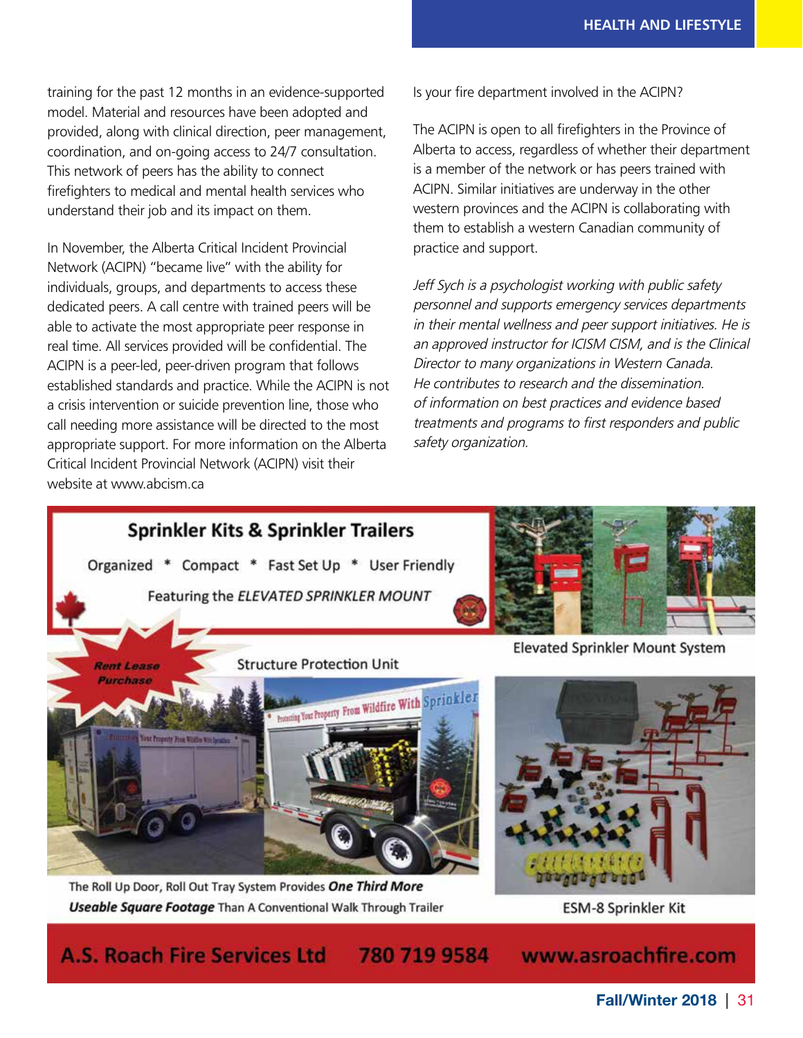training for the past 12 months in an evidence-supported model. Material and resources have been adopted and provided, along with clinical direction, peer management, coordination, and on-going access to 24/7 consultation. This network of peers has the ability to connect firefighters to medical and mental health services who understand their job and its impact on them.

In November, the Alberta Critical Incident Provincial Network (ACIPN) "became live" with the ability for individuals, groups, and departments to access these dedicated peers. A call centre with trained peers will be able to activate the most appropriate peer response in real time. All services provided will be confidential. The ACIPN is a peer-led, peer-driven program that follows established standards and practice. While the ACIPN is not a crisis intervention or suicide prevention line, those who call needing more assistance will be directed to the most appropriate support. For more information on the Alberta Critical Incident Provincial Network (ACIPN) visit their website at www.abcism.ca

Is your fire department involved in the ACIPN?

The ACIPN is open to all firefighters in the Province of Alberta to access, regardless of whether their department is a member of the network or has peers trained with ACIPN. Similar initiatives are underway in the other western provinces and the ACIPN is collaborating with them to establish a western Canadian community of practice and support.

*Jeff Sych is a psychologist working with public safety personnel and supports emergency services departments in their mental wellness and peer support initiatives. He is an approved instructor for ICISM CISM, and is the Clinical Director to many organizations in Western Canada. He contributes to research and the dissemination. of information on best practices and evidence based treatments and programs to first responders and public safety organization.*

**Sprinkler Kits & Sprinkler Trailers**

Organized * Compact * Fast Set Up * User Friendly

Featuring the *ELEVATED SPRINKLER MOUNT*

*Rent Lease Purchase*

Structure Protection Unit

Elevated Sprinkler Mount System

The Roll Up Door, Roll Out Tray System Provides ***One Third More Useable Square Footage*** Than A Conventional Walk Through Trailer

ESM-8 Sprinkler Kit

**A.S. Roach Fire Services Ltd 780 719 9584 www.asroachfire.com**